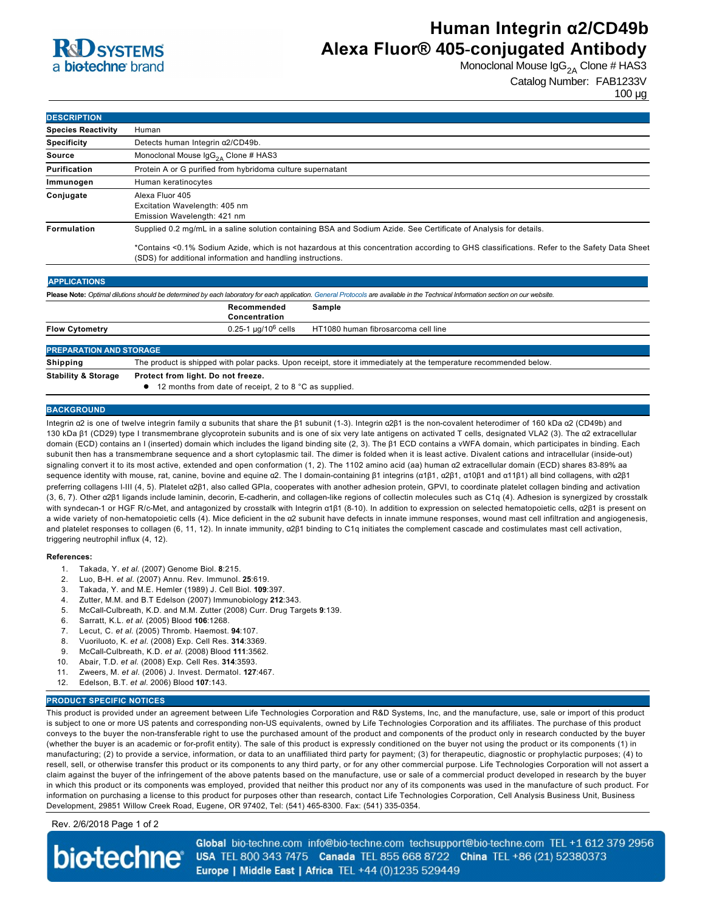R&D SYSTEMS
a bio-techne brand

# Human Integrin α2/CD49b Alexa Fluor® 405-conjugated Antibody

Monoclonal Mouse $IgG_{2A}$ Clone # HAS3

Catalog Number: FAB1233V

100 µg

## DESCRIPTION

| | |
|---|---|
| **Species Reactivity** | Human |
| **Specificity** | Detects human Integrin α2/CD49b. |
| **Source** | Monoclonal Mouse $IgG_{2A}$ Clone # HAS3 |
| **Purification** | Protein A or G purified from hybridoma culture supernatant |
| **Immunogen** | Human keratinocytes |
| **Conjugate** | Alexa Fluor 405<br>Excitation Wavelength: 405 nm<br>Emission Wavelength: 421 nm |
| **Formulation** | Supplied 0.2 mg/mL in a saline solution containing BSA and Sodium Azide. See Certificate of Analysis for details.<br><br>*Contains <0.1% Sodium Azide, which is not hazardous at this concentration according to GHS classifications. Refer to the Safety Data Sheet (SDS) for additional information and handling instructions. |

## APPLICATIONS

**Please Note:** *Optimal dilutions should be determined by each laboratory for each application. General Protocols are available in the Technical Information section on our website.*

| | Recommended Concentration | Sample |
|---|---|---|
| **Flow Cytometry** | 0.25-1 µg/$10^6$ cells | HT1080 human fibrosarcoma cell line |

## PREPARATION AND STORAGE

| | |
|---|---|
| **Shipping** | The product is shipped with polar packs. Upon receipt, store it immediately at the temperature recommended below. |
| **Stability & Storage** | **Protect from light. Do not freeze.**<br>● 12 months from date of receipt, 2 to 8 °C as supplied. |

## BACKGROUND

Integrin α2 is one of twelve integrin family α subunits that share the β1 subunit (1-3). Integrin α2β1 is the non-covalent heterodimer of 160 kDa α2 (CD49b) and 130 kDa β1 (CD29) type I transmembrane glycoprotein subunits and is one of six very late antigens on activated T cells, designated VLA2 (3). The α2 extracellular domain (ECD) contains an I (inserted) domain which includes the ligand binding site (2, 3). The β1 ECD contains a vWFA domain, which participates in binding. Each subunit then has a transmembrane sequence and a short cytoplasmic tail. The dimer is folded when it is least active. Divalent cations and intracellular (inside-out) signaling convert it to its most active, extended and open conformation (1, 2). The 1102 amino acid (aa) human α2 extracellular domain (ECD) shares 83-89% aa sequence identity with mouse, rat, canine, bovine and equine α2. The I domain-containing β1 integrins (α1β1, α2β1, α10β1 and α11β1) all bind collagens, with α2β1 preferring collagens I-III (4, 5). Platelet α2β1, also called GPIa, cooperates with another adhesion protein, GPVI, to coordinate platelet collagen binding and activation (3, 6, 7). Other α2β1 ligands include laminin, decorin, E-cadherin, and collagen-like regions of collectin molecules such as C1q (4). Adhesion is synergized by crosstalk with syndecan-1 or HGF R/c-Met, and antagonized by crosstalk with Integrin α1β1 (8-10). In addition to expression on selected hematopoietic cells, α2β1 is present on a wide variety of non-hematopoietic cells (4). Mice deficient in the α2 subunit have defects in innate immune responses, wound mast cell infiltration and angiogenesis, and platelet responses to collagen (6, 11, 12). In innate immunity, α2β1 binding to C1q initiates the complement cascade and costimulates mast cell activation, triggering neutrophil influx (4, 12).

**References:**

1. Takada, Y. *et al.* (2007) Genome Biol. **8**:215.
2. Luo, B-H. *et al.* (2007) Annu. Rev. Immunol. **25**:619.
3. Takada, Y. and M.E. Hemler (1989) J. Cell Biol. **109**:397.
4. Zutter, M.M. and B.T Edelson (2007) Immunobiology **212**:343.
5. McCall-Culbreath, K.D. and M.M. Zutter (2008) Curr. Drug Targets **9**:139.
6. Sarratt, K.L. *et al.* (2005) Blood **106**:1268.
7. Lecut, C. *et al.* (2005) Thromb. Haemost. **94**:107.
8. Vuoriluoto, K. *et al.* (2008) Exp. Cell Res. **314**:3369.
9. McCall-Culbreath, K.D. *et al.* (2008) Blood **111**:3562.
10. Abair, T.D. *et al.* (2008) Exp. Cell Res. **314**:3593.
11. Zweers, M. *et al.* (2006) J. Invest. Dermatol. **127**:467.
12. Edelson, B.T. *et al.* 2006) Blood **107**:143.

## PRODUCT SPECIFIC NOTICES

This product is provided under an agreement between Life Technologies Corporation and R&D Systems, Inc, and the manufacture, use, sale or import of this product is subject to one or more US patents and corresponding non-US equivalents, owned by Life Technologies Corporation and its affiliates. The purchase of this product conveys to the buyer the non-transferable right to use the purchased amount of the product and components of the product only in research conducted by the buyer (whether the buyer is an academic or for-profit entity). The sale of this product is expressly conditioned on the buyer not using the product or its components (1) in manufacturing; (2) to provide a service, information, or data to an unaffiliated third party for payment; (3) for therapeutic, diagnostic or prophylactic purposes; (4) to resell, sell, or otherwise transfer this product or its components to any third party, or for any other commercial purpose. Life Technologies Corporation will not assert a claim against the buyer of the infringement of the above patents based on the manufacture, use or sale of a commercial product developed in research by the buyer in which this product or its components was employed, provided that neither this product nor any of its components was used in the manufacture of such product. For information on purchasing a license to this product for purposes other than research, contact Life Technologies Corporation, Cell Analysis Business Unit, Business Development, 29851 Willow Creek Road, Eugene, OR 97402, Tel: (541) 465-8300. Fax: (541) 335-0354.

Rev. 2/6/2018

bio-techne

**Global** bio-techne.com info@bio-techne.com techsupport@bio-techne.com TEL +1 612 379 2956
**USA** TEL 800 343 7475 **Canada** TEL 855 668 8722 **China** TEL +86 (21) 52380373
**Europe | Middle East | Africa** TEL +44 (0)1235 529449